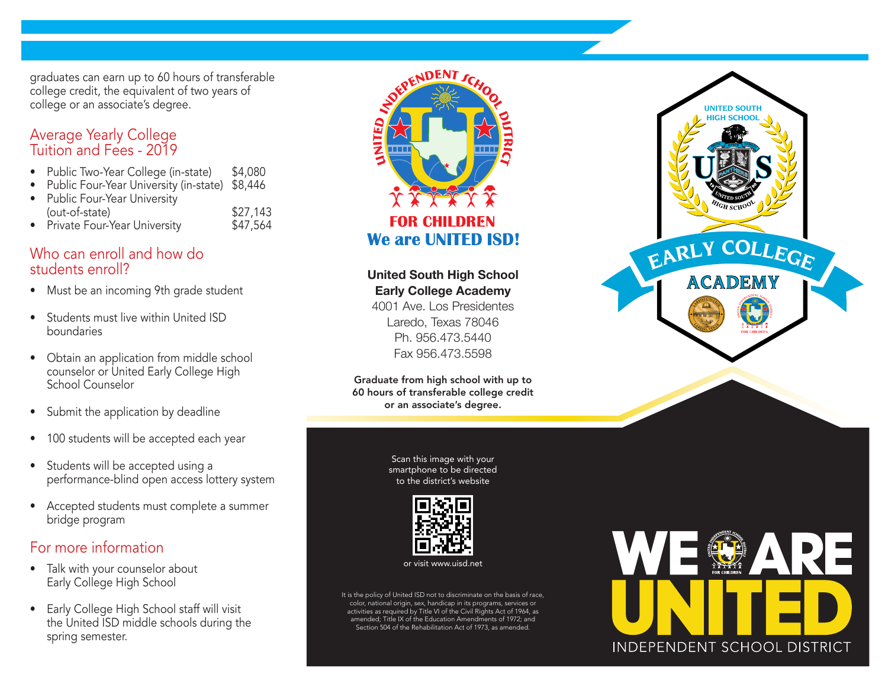graduates can earn up to 60 hours of transferable college credit, the equivalent of two years of college or an associate's degree.

## Average Yearly College Tuition and Fees - 2019

- Public Two-Year College (in-state) $4,080
- Public Four-Year University (in-state) $8,446
- Public Four-Year University (out-of-state) $27,143
- Private Four-Year University $47,564

## Who can enroll and how do students enroll?

- Must be an incoming 9th grade student
- Students must live within United ISD boundaries
- Obtain an application from middle school counselor or United Early College High School Counselor
- Submit the application by deadline
- 100 students will be accepted each year
- Students will be accepted using a performance-blind open access lottery system
- Accepted students must complete a summer bridge program

## For more information

- Talk with your counselor about Early College High School
- Early College High School staff will visit the United ISD middle schools during the spring semester.

UNITED INDEPENDENT SCHOOL DISTRICT

FOR CHILDREN

**We are UNITED ISD!**

**United South High School**
**Early College Academy**
4001 Ave. Los Presidentes
Laredo, Texas 78046
Ph. 956.473.5440
Fax 956.473.5598

**Graduate from high school with up to 60 hours of transferable college credit or an associate's degree.**

Scan this image with your smartphone to be directed to the district's website

or visit www.uisd.net

It is the policy of United ISD not to discriminate on the basis of race, color, national origin, sex, handicap in its programs, services or activities as required by Title VI of the Civil Rights Act of 1964, as amended; Title IX of the Education Amendments of 1972; and Section 504 of the Rehabilitation Act of 1973, as amended.

UNITED SOUTH HIGH SCHOOL

# EARLY COLLEGE ACADEMY

WE ARE UNITED

INDEPENDENT SCHOOL DISTRICT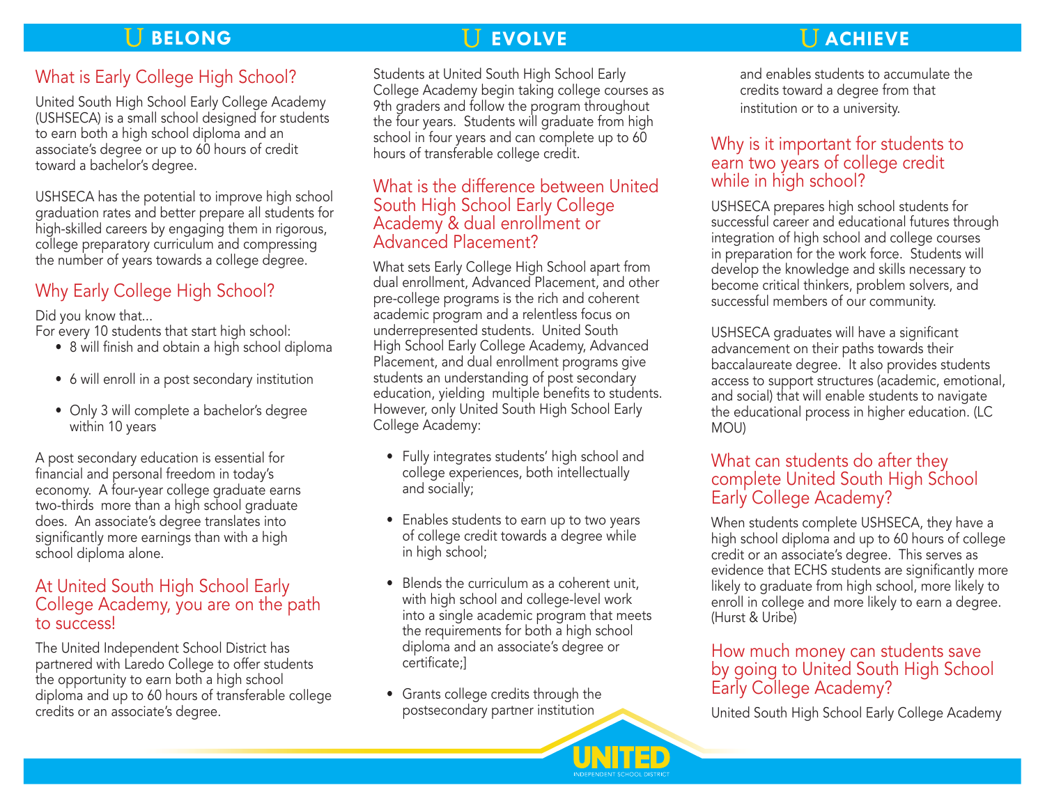# U BELONG

## What is Early College High School?

United South High School Early College Academy (USHSECA) is a small school designed for students to earn both a high school diploma and an associate's degree or up to 60 hours of credit toward a bachelor's degree.

USHSECA has the potential to improve high school graduation rates and better prepare all students for high-skilled careers by engaging them in rigorous, college preparatory curriculum and compressing the number of years towards a college degree.

## Why Early College High School?

Did you know that...
For every 10 students that start high school:

- 8 will finish and obtain a high school diploma
- 6 will enroll in a post secondary institution
- Only 3 will complete a bachelor's degree within 10 years

A post secondary education is essential for financial and personal freedom in today's economy. A four-year college graduate earns two-thirds more than a high school graduate does. An associate's degree translates into significantly more earnings than with a high school diploma alone.

## At United South High School Early College Academy, you are on the path to success!

The United Independent School District has partnered with Laredo College to offer students the opportunity to earn both a high school diploma and up to 60 hours of transferable college credits or an associate's degree.

# U EVOLVE

Students at United South High School Early College Academy begin taking college courses as 9th graders and follow the program throughout the four years. Students will graduate from high school in four years and can complete up to 60 hours of transferable college credit.

## What is the difference between United South High School Early College Academy & dual enrollment or Advanced Placement?

What sets Early College High School apart from dual enrollment, Advanced Placement, and other pre-college programs is the rich and coherent academic program and a relentless focus on underrepresented students. United South High School Early College Academy, Advanced Placement, and dual enrollment programs give students an understanding of post secondary education, yielding multiple benefits to students. However, only United South High School Early College Academy:

- Fully integrates students' high school and college experiences, both intellectually and socially;
- Enables students to earn up to two years of college credit towards a degree while in high school;
- Blends the curriculum as a coherent unit, with high school and college-level work into a single academic program that meets the requirements for both a high school diploma and an associate's degree or certificate;]
- Grants college credits through the postsecondary partner institution and enables students to accumulate the credits toward a degree from that institution or to a university.

# U ACHIEVE

## Why is it important for students to earn two years of college credit while in high school?

USHSECA prepares high school students for successful career and educational futures through integration of high school and college courses in preparation for the work force. Students will develop the knowledge and skills necessary to become critical thinkers, problem solvers, and successful members of our community.

USHSECA graduates will have a significant advancement on their paths towards their baccalaureate degree. It also provides students access to support structures (academic, emotional, and social) that will enable students to navigate the educational process in higher education. (LC MOU)

## What can students do after they complete United South High School Early College Academy?

When students complete USHSECA, they have a high school diploma and up to 60 hours of college credit or an associate's degree. This serves as evidence that ECHS students are significantly more likely to graduate from high school, more likely to enroll in college and more likely to earn a degree. (Hurst & Uribe)

## How much money can students save by going to United South High School Early College Academy?

United South High School Early College Academy

UNITED
INDEPENDENT SCHOOL DISTRICT